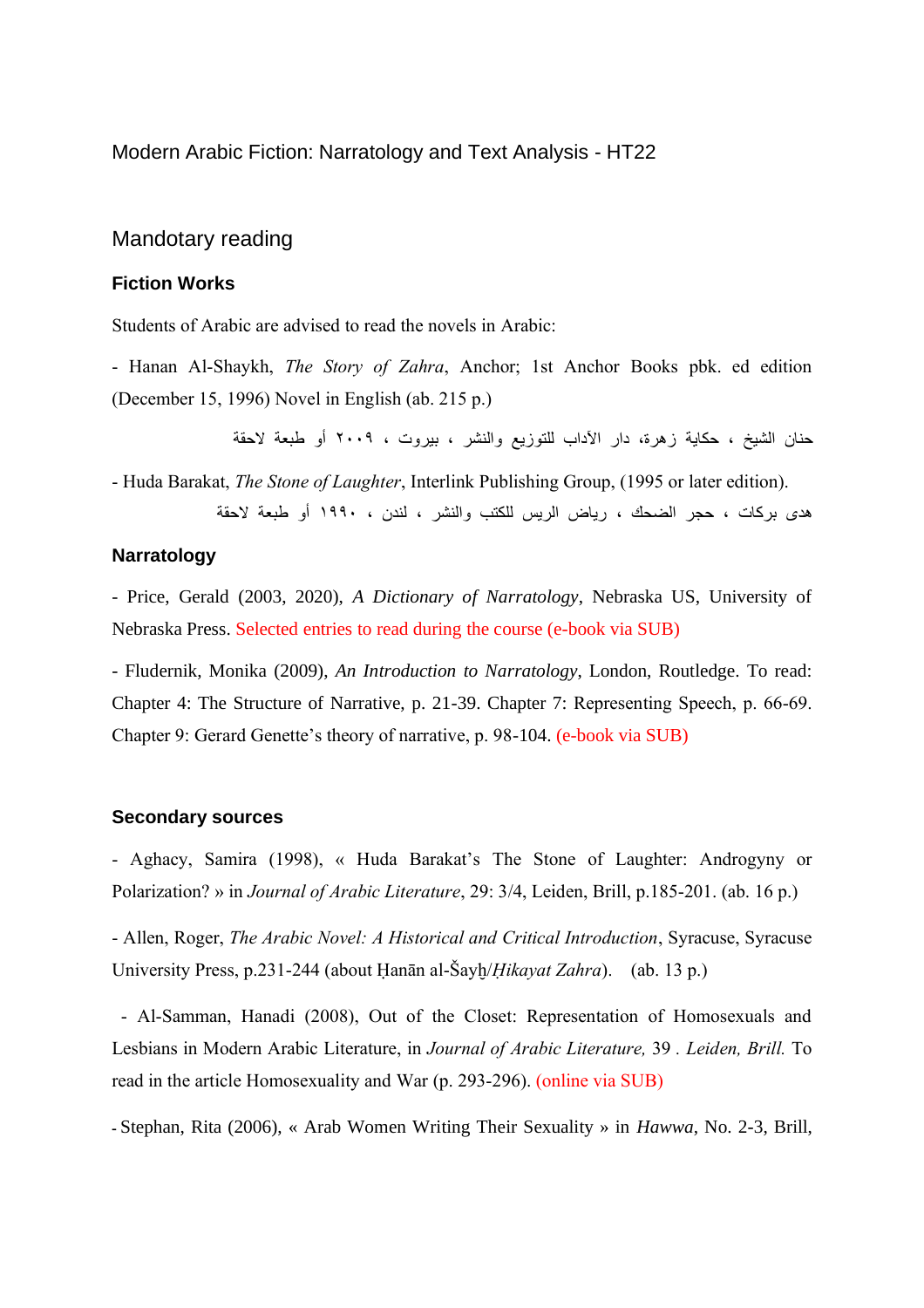# Modern Arabic Fiction: Narratology and Text Analysis - HT22

## Mandotary reading

### Fiction Works

Students of Arabic are advised to read the novels in Arabic:

- Hanan Al-Shaykh, *The Story of Zahra*, Anchor; 1st Anchor Books pbk. ed edition (December 15, 1996) Novel in English (ab. 215 p.)

حنان الشيخ ، حكاية زهرة، دار الآداب للتوزيع والنشر ، بيروت ، ٢٠٠٩ أو طبعة لاحقة

- Huda Barakat, *The Stone of Laughter*, Interlink Publishing Group, (1995 or later edition).

هدى بركات ، حجر الضحك ، رياض الريس للكتب والنشر ، لندن ، ١٩٩٠ أو طبعة لاحقة

### Narratology

- Price, Gerald (2003, 2020), *A Dictionary of Narratology*, Nebraska US, University of Nebraska Press. Selected entries to read during the course (e-book via SUB)

- Fludernik, Monika (2009), *An Introduction to Narratology*, London, Routledge. To read: Chapter 4: The Structure of Narrative, p. 21-39. Chapter 7: Representing Speech, p. 66-69. Chapter 9: Gerard Genette's theory of narrative, p. 98-104. (e-book via SUB)

### Secondary sources

- Aghacy, Samira (1998), « Huda Barakat's The Stone of Laughter: Androgyny or Polarization? » in *Journal of Arabic Literature*, 29: 3/4, Leiden, Brill, p.185-201. (ab. 16 p.)

- Allen, Roger, *The Arabic Novel: A Historical and Critical Introduction*, Syracuse, Syracuse University Press, p.231-244 (about Ḥanān al-Šayḫ/*Ḥikayat Zahra*). (ab. 13 p.)

- Al-Samman, Hanadi (2008), Out of the Closet: Representation of Homosexuals and Lesbians in Modern Arabic Literature, in *Journal of Arabic Literature,* 39 *. Leiden, Brill.* To read in the article Homosexuality and War (p. 293-296). (online via SUB)

- Stephan, Rita (2006), « Arab Women Writing Their Sexuality » in *Hawwa*, No. 2-3, Brill,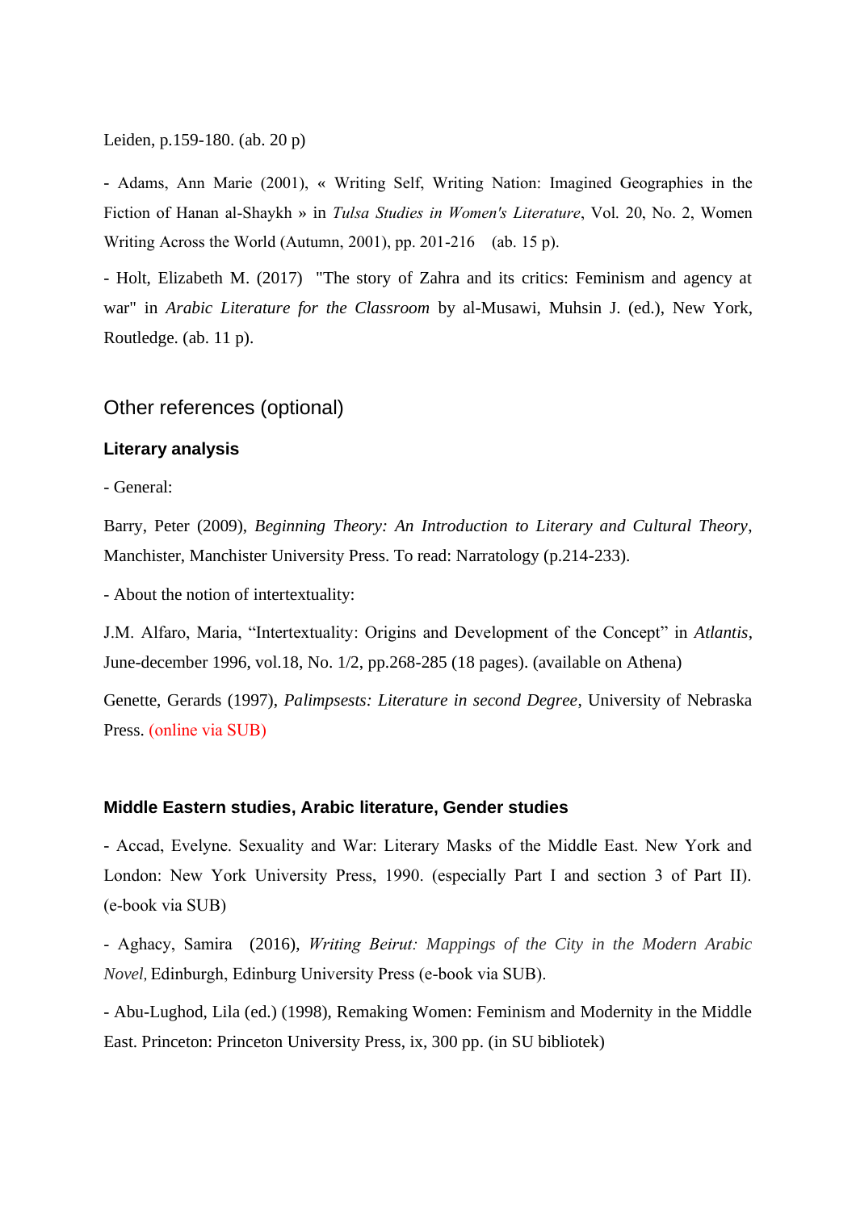Leiden, p.159-180. (ab. 20 p)

- Adams, Ann Marie (2001), « Writing Self, Writing Nation: Imagined Geographies in the Fiction of Hanan al-Shaykh » in *Tulsa Studies in Women's Literature*, Vol. 20, No. 2, Women Writing Across the World (Autumn, 2001), pp. 201-216 (ab. 15 p).

- Holt, Elizabeth M. (2017) "The story of Zahra and its critics: Feminism and agency at war" in *Arabic Literature for the Classroom* by al-Musawi, Muhsin J. (ed.), New York, Routledge. (ab. 11 p).

## Other references (optional)

### Literary analysis

- General:

Barry, Peter (2009), *Beginning Theory: An Introduction to Literary and Cultural Theory*, Manchister, Manchister University Press. To read: Narratology (p.214-233).

- About the notion of intertextuality:

J.M. Alfaro, Maria, "Intertextuality: Origins and Development of the Concept" in *Atlantis*, June-december 1996, vol.18, No. 1/2, pp.268-285 (18 pages). (available on Athena)

Genette, Gerards (1997), *Palimpsests: Literature in second Degree*, University of Nebraska Press. (online via SUB)

### Middle Eastern studies, Arabic literature, Gender studies

- Accad, Evelyne. Sexuality and War: Literary Masks of the Middle East. New York and London: New York University Press, 1990. (especially Part I and section 3 of Part II). (e-book via SUB)

- Aghacy, Samira (2016), *Writing Beirut: Mappings of the City in the Modern Arabic Novel,* Edinburgh, Edinburg University Press (e-book via SUB).

- Abu-Lughod, Lila (ed.) (1998), Remaking Women: Feminism and Modernity in the Middle East. Princeton: Princeton University Press, ix, 300 pp. (in SU bibliotek)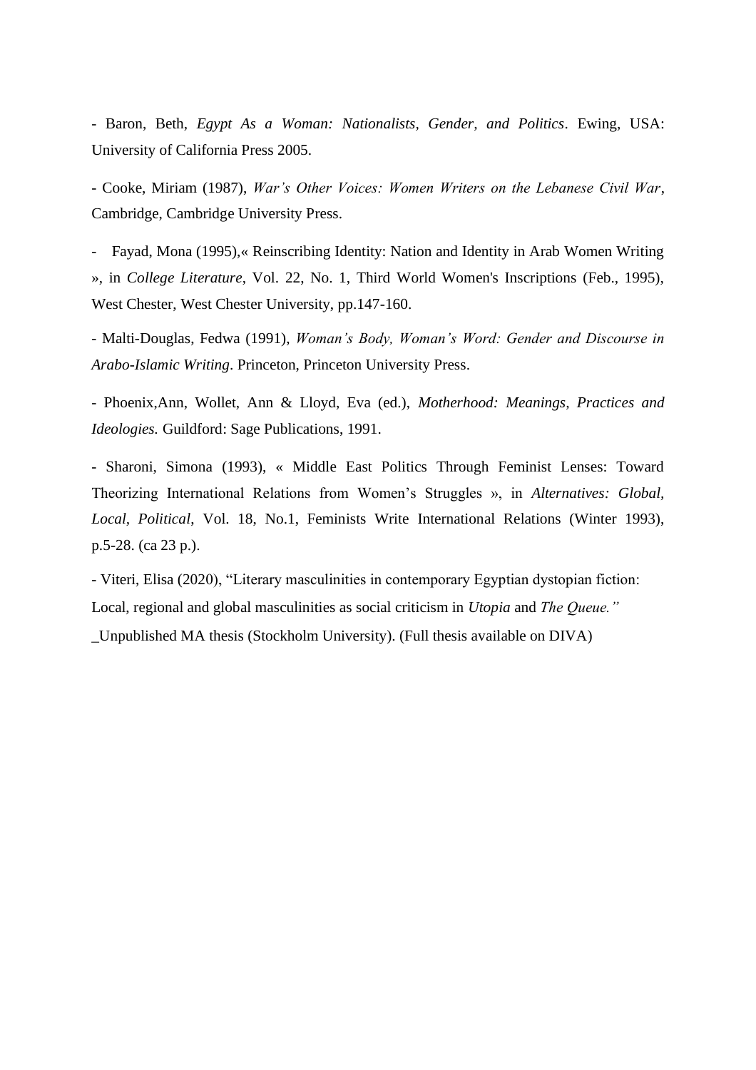- Baron, Beth, *Egypt As a Woman: Nationalists, Gender, and Politics*. Ewing, USA: University of California Press 2005.

- Cooke, Miriam (1987), *War's Other Voices: Women Writers on the Lebanese Civil War*, Cambridge, Cambridge University Press.

- Fayad, Mona (1995),« Reinscribing Identity: Nation and Identity in Arab Women Writing », in *College Literature*, Vol. 22, No. 1, Third World Women's Inscriptions (Feb., 1995), West Chester, West Chester University, pp.147-160.

- Malti-Douglas, Fedwa (1991), *Woman's Body, Woman's Word: Gender and Discourse in Arabo-Islamic Writing*. Princeton, Princeton University Press.

- Phoenix,Ann, Wollet, Ann & Lloyd, Eva (ed.), *Motherhood: Meanings, Practices and Ideologies.* Guildford: Sage Publications, 1991.

- Sharoni, Simona (1993), « Middle East Politics Through Feminist Lenses: Toward Theorizing International Relations from Women's Struggles », in *Alternatives: Global, Local, Political*, Vol. 18, No.1, Feminists Write International Relations (Winter 1993), p.5-28. (ca 23 p.).

- Viteri, Elisa (2020), "Literary masculinities in contemporary Egyptian dystopian fiction: Local, regional and global masculinities as social criticism in *Utopia* and *The Queue."* _Unpublished MA thesis (Stockholm University). (Full thesis available on DIVA)